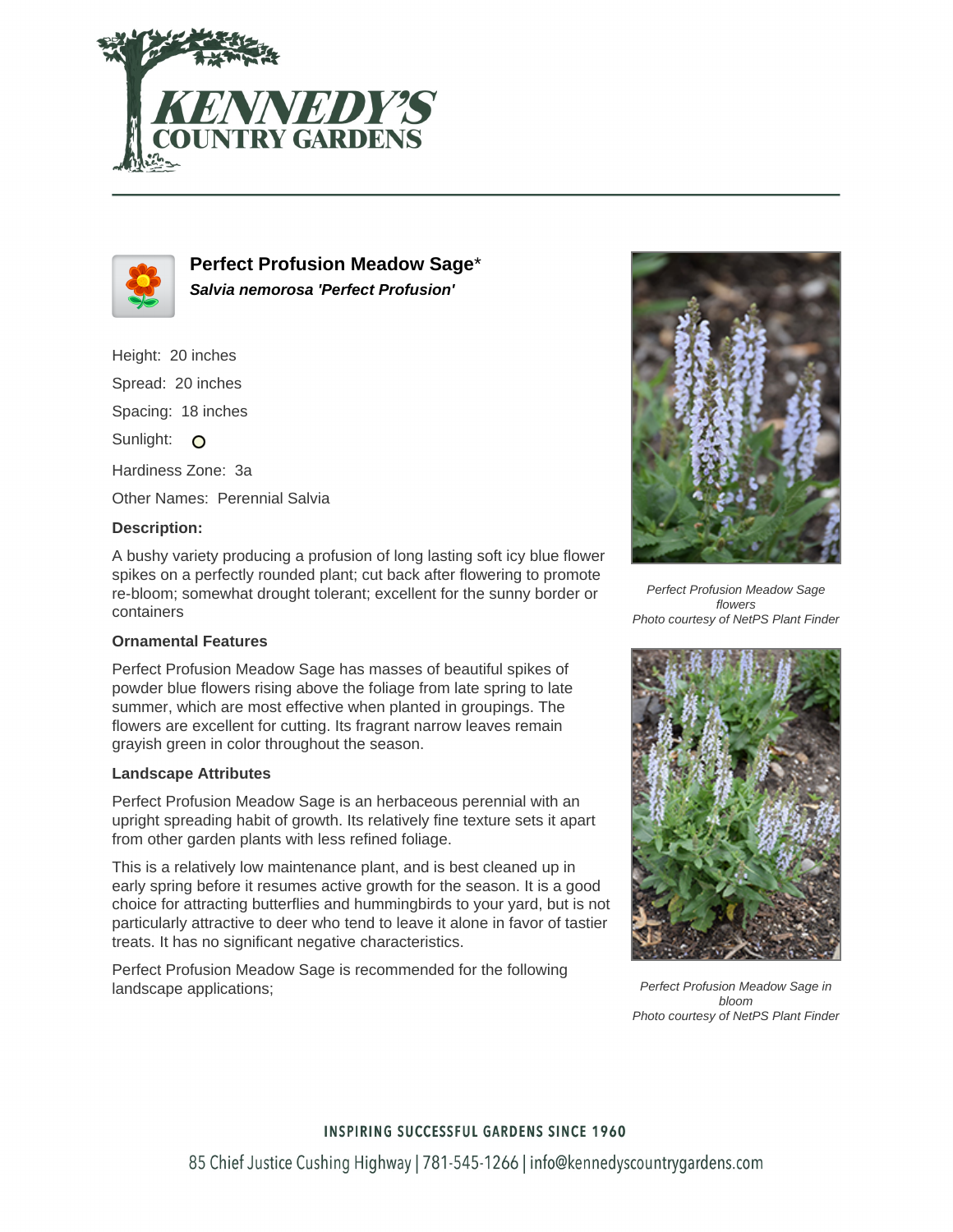# Perfect Profusion Meadow Sage*

***Salvia nemorosa 'Perfect Profusion'***

Height: 20 inches

Spread: 20 inches

Spacing: 18 inches

Sunlight: O

Hardiness Zone: 3a

Other Names: Perennial Salvia

**Description:**

A bushy variety producing a profusion of long lasting soft icy blue flower spikes on a perfectly rounded plant; cut back after flowering to promote re-bloom; somewhat drought tolerant; excellent for the sunny border or containers

**Ornamental Features**

Perfect Profusion Meadow Sage has masses of beautiful spikes of powder blue flowers rising above the foliage from late spring to late summer, which are most effective when planted in groupings. The flowers are excellent for cutting. Its fragrant narrow leaves remain grayish green in color throughout the season.

**Landscape Attributes**

Perfect Profusion Meadow Sage is an herbaceous perennial with an upright spreading habit of growth. Its relatively fine texture sets it apart from other garden plants with less refined foliage.

This is a relatively low maintenance plant, and is best cleaned up in early spring before it resumes active growth for the season. It is a good choice for attracting butterflies and hummingbirds to your yard, but is not particularly attractive to deer who tend to leave it alone in favor of tastier treats. It has no significant negative characteristics.

Perfect Profusion Meadow Sage is recommended for the following landscape applications;

*Perfect Profusion Meadow Sage flowers*
*Photo courtesy of NetPS Plant Finder*

*Perfect Profusion Meadow Sage in bloom*
*Photo courtesy of NetPS Plant Finder*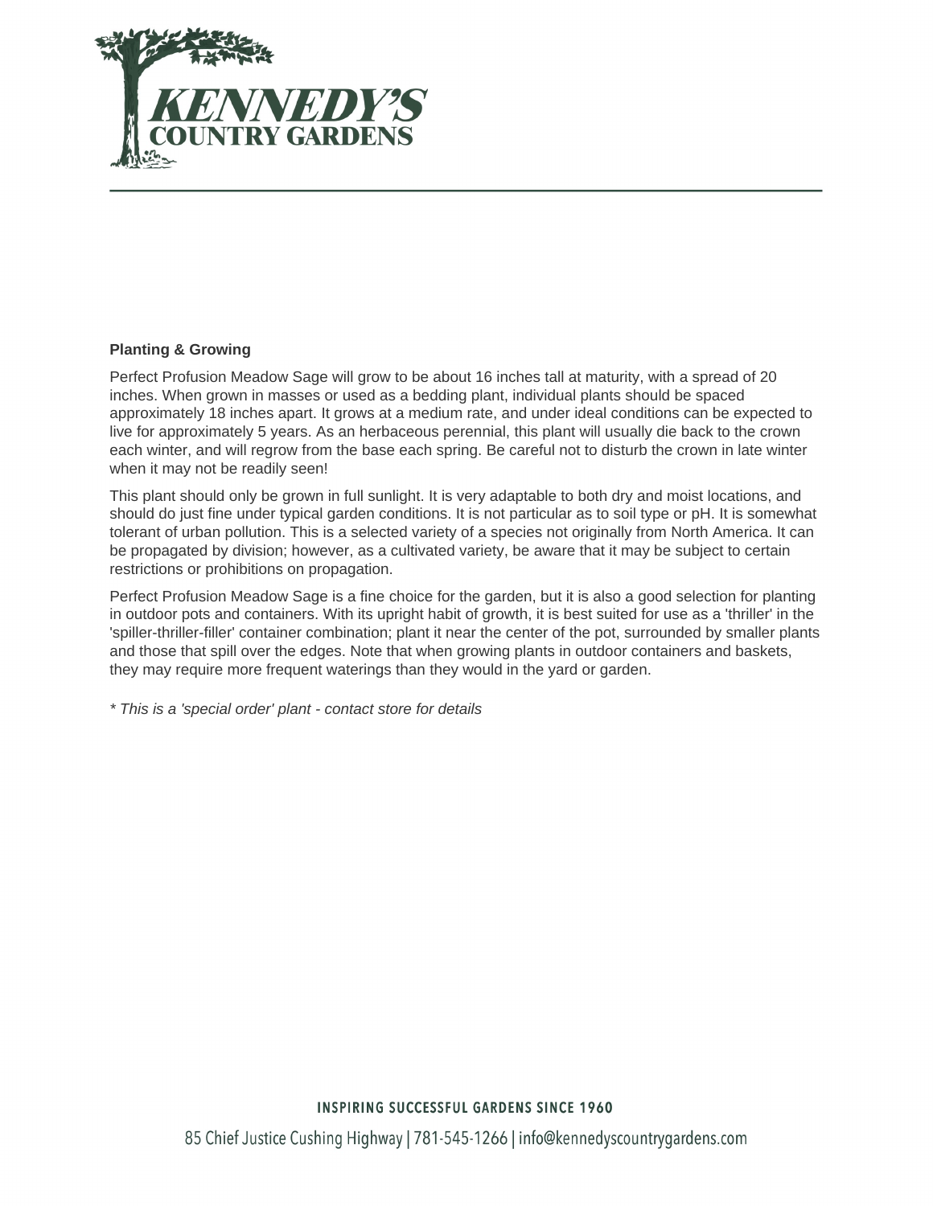**Planting & Growing**

Perfect Profusion Meadow Sage will grow to be about 16 inches tall at maturity, with a spread of 20 inches. When grown in masses or used as a bedding plant, individual plants should be spaced approximately 18 inches apart. It grows at a medium rate, and under ideal conditions can be expected to live for approximately 5 years. As an herbaceous perennial, this plant will usually die back to the crown each winter, and will regrow from the base each spring. Be careful not to disturb the crown in late winter when it may not be readily seen!

This plant should only be grown in full sunlight. It is very adaptable to both dry and moist locations, and should do just fine under typical garden conditions. It is not particular as to soil type or pH. It is somewhat tolerant of urban pollution. This is a selected variety of a species not originally from North America. It can be propagated by division; however, as a cultivated variety, be aware that it may be subject to certain restrictions or prohibitions on propagation.

Perfect Profusion Meadow Sage is a fine choice for the garden, but it is also a good selection for planting in outdoor pots and containers. With its upright habit of growth, it is best suited for use as a 'thriller' in the 'spiller-thriller-filler' container combination; plant it near the center of the pot, surrounded by smaller plants and those that spill over the edges. Note that when growing plants in outdoor containers and baskets, they may require more frequent waterings than they would in the yard or garden.

*\* This is a 'special order' plant - contact store for details*